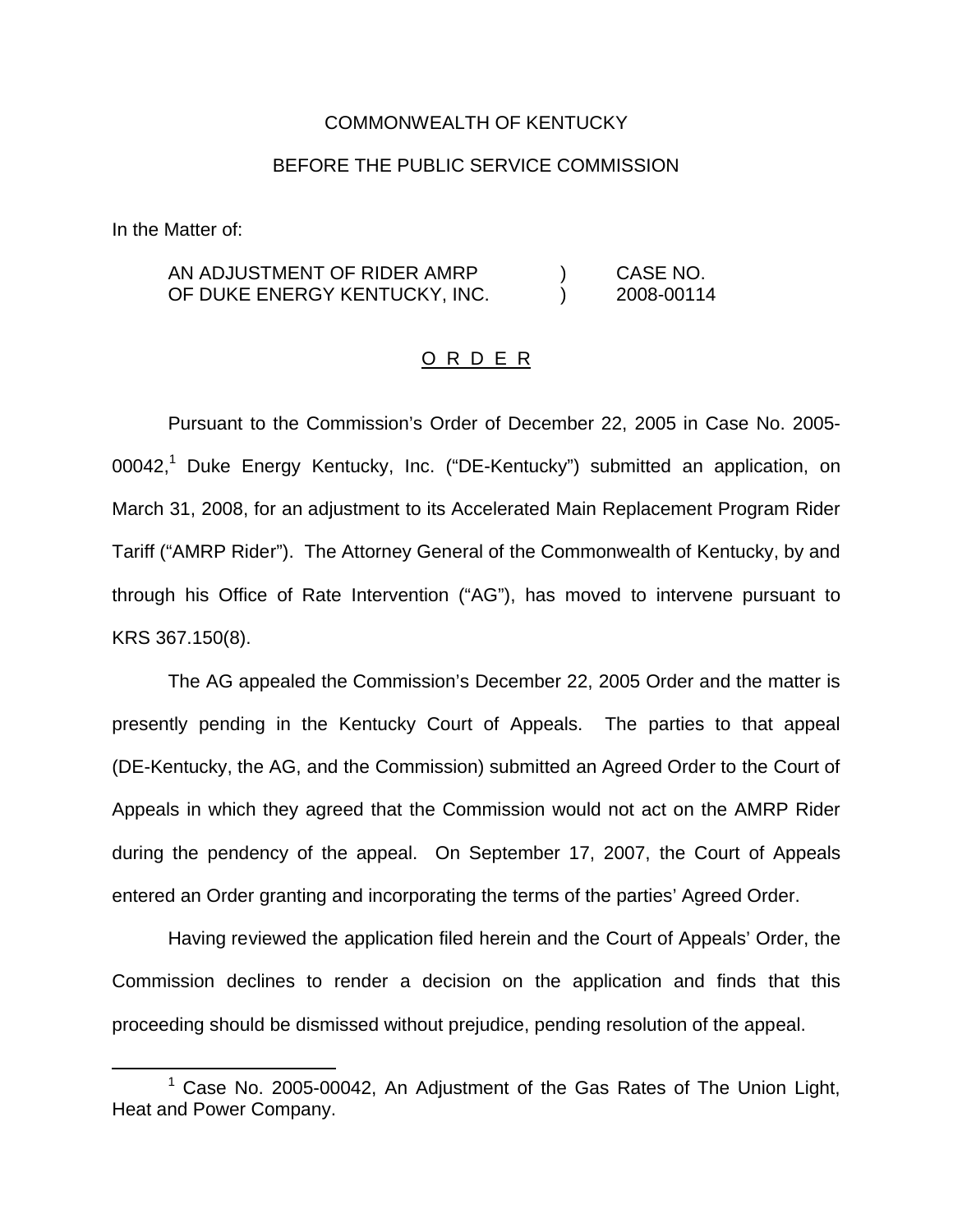COMMONWEALTH OF KENTUCKY

BEFORE THE PUBLIC SERVICE COMMISSION

In the Matter of:

| | | |
|---|---|---|
| AN ADJUSTMENT OF RIDER AMRP OF DUKE ENERGY KENTUCKY, INC. | ) ) | CASE NO. 2008-00114 |

## O R D E R

Pursuant to the Commission's Order of December 22, 2005 in Case No. 2005-00042,[1] Duke Energy Kentucky, Inc. ("DE-Kentucky") submitted an application, on March 31, 2008, for an adjustment to its Accelerated Main Replacement Program Rider Tariff ("AMRP Rider"). The Attorney General of the Commonwealth of Kentucky, by and through his Office of Rate Intervention ("AG"), has moved to intervene pursuant to KRS 367.150(8).

The AG appealed the Commission's December 22, 2005 Order and the matter is presently pending in the Kentucky Court of Appeals. The parties to that appeal (DE-Kentucky, the AG, and the Commission) submitted an Agreed Order to the Court of Appeals in which they agreed that the Commission would not act on the AMRP Rider during the pendency of the appeal. On September 17, 2007, the Court of Appeals entered an Order granting and incorporating the terms of the parties' Agreed Order.

Having reviewed the application filed herein and the Court of Appeals' Order, the Commission declines to render a decision on the application and finds that this proceeding should be dismissed without prejudice, pending resolution of the appeal.

[1] Case No. 2005-00042, An Adjustment of the Gas Rates of The Union Light, Heat and Power Company.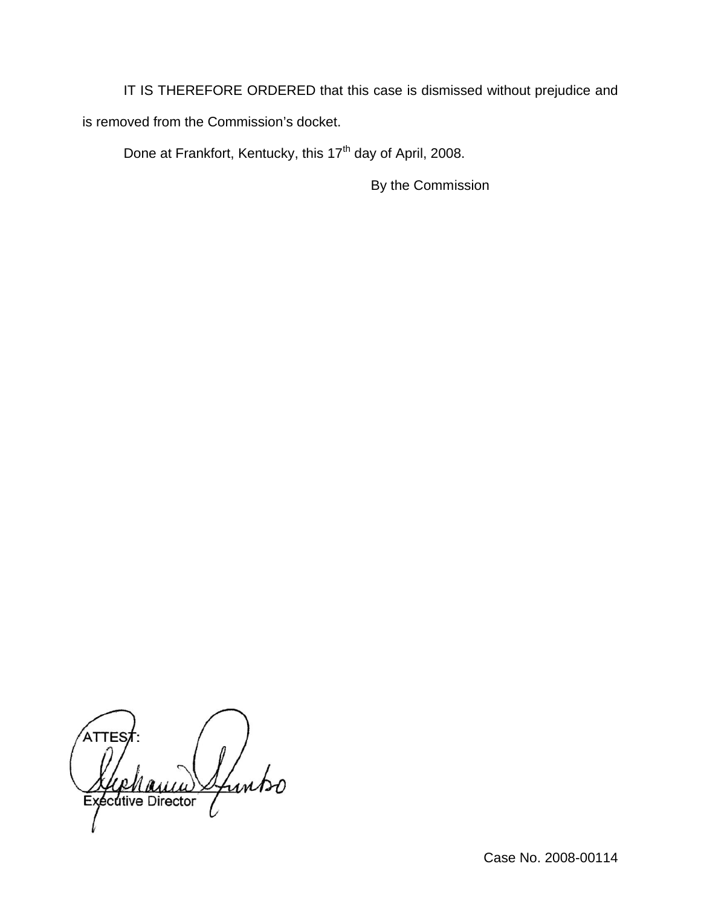IT IS THEREFORE ORDERED that this case is dismissed without prejudice and is removed from the Commission's docket.

Done at Frankfort, Kentucky, this 17th day of April, 2008.

By the Commission

ATTEST:

Executive Director

Case No. 2008-00114